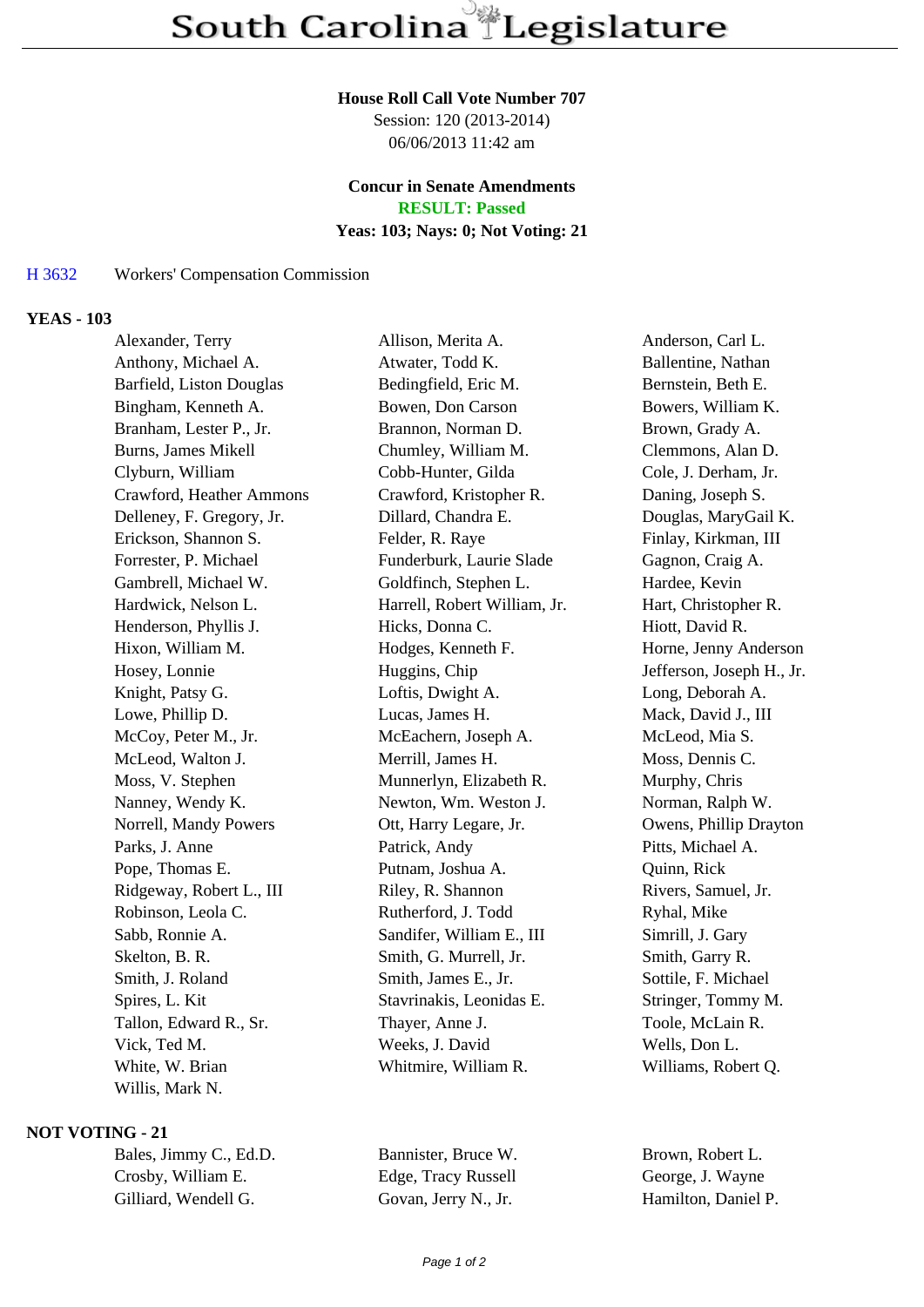# South Carolina Legislature

**House Roll Call Vote Number 707**
Session: 120 (2013-2014)
06/06/2013 11:42 am

**Concur in Senate Amendments**
**RESULT: Passed**
**Yeas: 103; Nays: 0; Not Voting: 21**

H 3632 Workers' Compensation Commission

**YEAS - 103**

| | | |
|---|---|---|
| Alexander, Terry | Allison, Merita A. | Anderson, Carl L. |
| Anthony, Michael A. | Atwater, Todd K. | Ballentine, Nathan |
| Barfield, Liston Douglas | Bedingfield, Eric M. | Bernstein, Beth E. |
| Bingham, Kenneth A. | Bowen, Don Carson | Bowers, William K. |
| Branham, Lester P., Jr. | Brannon, Norman D. | Brown, Grady A. |
| Burns, James Mikell | Chumley, William M. | Clemmons, Alan D. |
| Clyburn, William | Cobb-Hunter, Gilda | Cole, J. Derham, Jr. |
| Crawford, Heather Ammons | Crawford, Kristopher R. | Daning, Joseph S. |
| Delleney, F. Gregory, Jr. | Dillard, Chandra E. | Douglas, MaryGail K. |
| Erickson, Shannon S. | Felder, R. Raye | Finlay, Kirkman, III |
| Forrester, P. Michael | Funderburk, Laurie Slade | Gagnon, Craig A. |
| Gambrell, Michael W. | Goldfinch, Stephen L. | Hardee, Kevin |
| Hardwick, Nelson L. | Harrell, Robert William, Jr. | Hart, Christopher R. |
| Henderson, Phyllis J. | Hicks, Donna C. | Hiott, David R. |
| Hixon, William M. | Hodges, Kenneth F. | Horne, Jenny Anderson |
| Hosey, Lonnie | Huggins, Chip | Jefferson, Joseph H., Jr. |
| Knight, Patsy G. | Loftis, Dwight A. | Long, Deborah A. |
| Lowe, Phillip D. | Lucas, James H. | Mack, David J., III |
| McCoy, Peter M., Jr. | McEachern, Joseph A. | McLeod, Mia S. |
| McLeod, Walton J. | Merrill, James H. | Moss, Dennis C. |
| Moss, V. Stephen | Munnerlyn, Elizabeth R. | Murphy, Chris |
| Nanney, Wendy K. | Newton, Wm. Weston J. | Norman, Ralph W. |
| Norrell, Mandy Powers | Ott, Harry Legare, Jr. | Owens, Phillip Drayton |
| Parks, J. Anne | Patrick, Andy | Pitts, Michael A. |
| Pope, Thomas E. | Putnam, Joshua A. | Quinn, Rick |
| Ridgeway, Robert L., III | Riley, R. Shannon | Rivers, Samuel, Jr. |
| Robinson, Leola C. | Rutherford, J. Todd | Ryhal, Mike |
| Sabb, Ronnie A. | Sandifer, William E., III | Simrill, J. Gary |
| Skelton, B. R. | Smith, G. Murrell, Jr. | Smith, Garry R. |
| Smith, J. Roland | Smith, James E., Jr. | Sottile, F. Michael |
| Spires, L. Kit | Stavrinakis, Leonidas E. | Stringer, Tommy M. |
| Tallon, Edward R., Sr. | Thayer, Anne J. | Toole, McLain R. |
| Vick, Ted M. | Weeks, J. David | Wells, Don L. |
| White, W. Brian | Whitmire, William R. | Williams, Robert Q. |
| Willis, Mark N. | | |

**NOT VOTING - 21**

| | | |
|---|---|---|
| Bales, Jimmy C., Ed.D. | Bannister, Bruce W. | Brown, Robert L. |
| Crosby, William E. | Edge, Tracy Russell | George, J. Wayne |
| Gilliard, Wendell G. | Govan, Jerry N., Jr. | Hamilton, Daniel P. |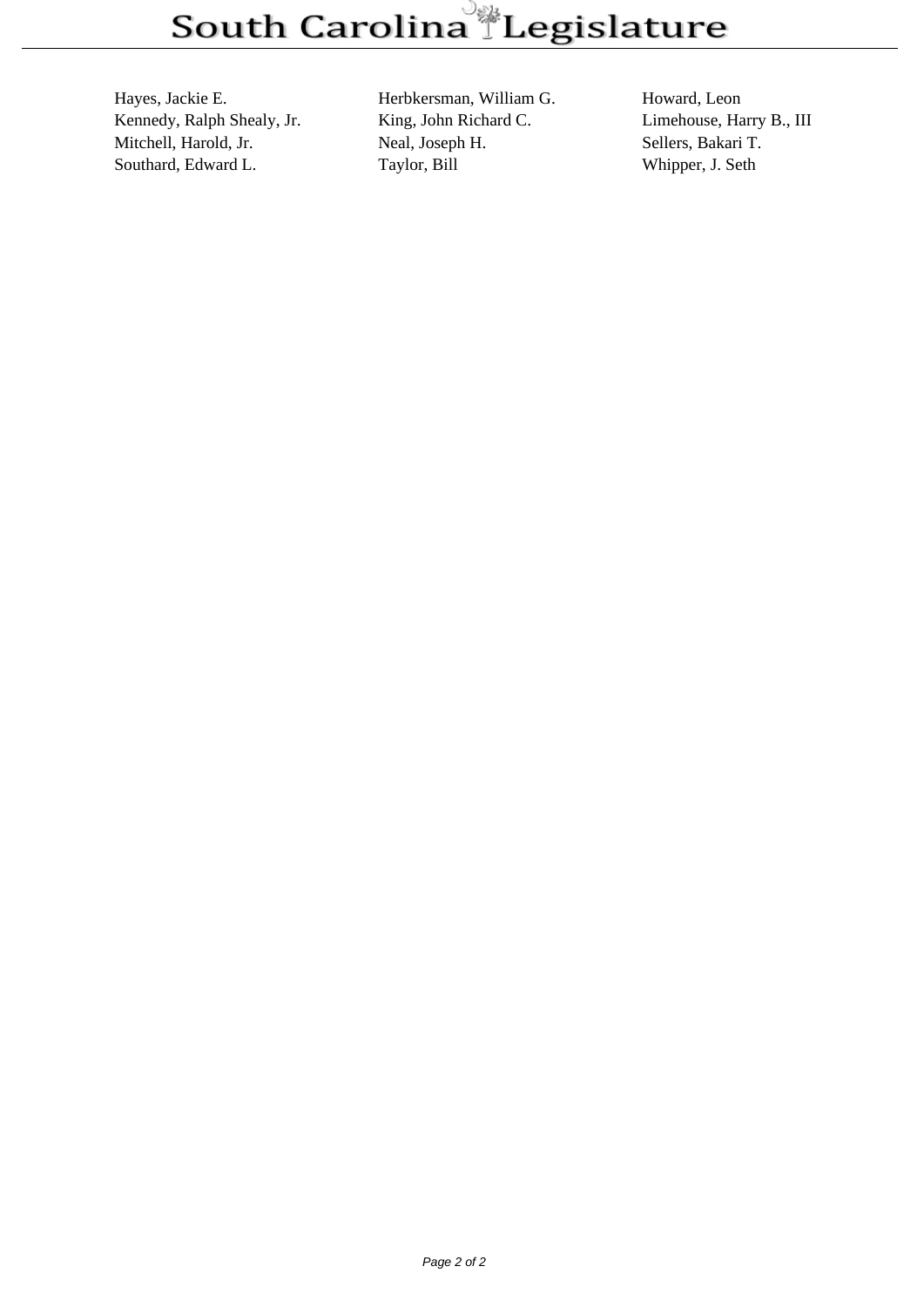| | | |
|---|---|---|
| Hayes, Jackie E. | Herbkersman, William G. | Howard, Leon |
| Kennedy, Ralph Shealy, Jr. | King, John Richard C. | Limehouse, Harry B., III |
| Mitchell, Harold, Jr. | Neal, Joseph H. | Sellers, Bakari T. |
| Southard, Edward L. | Taylor, Bill | Whipper, J. Seth |